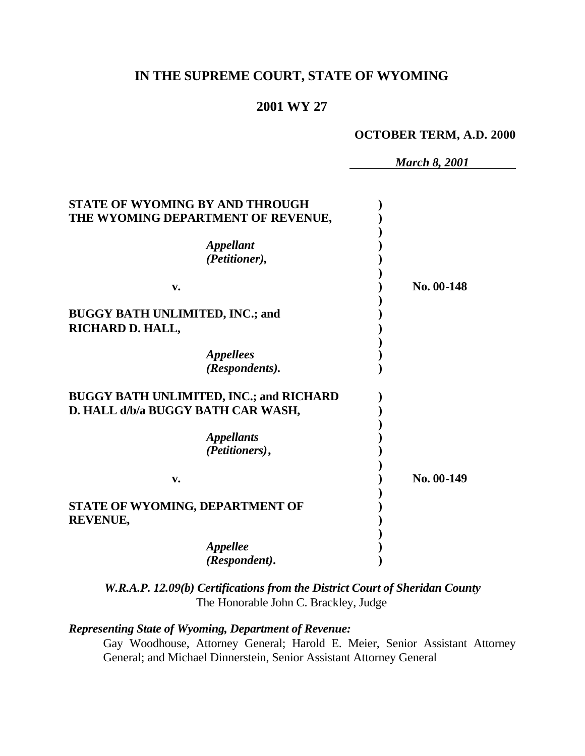# IN THE SUPREME COURT, STATE OF WYOMING

## 2001 WY 27

**OCTOBER TERM, A.D. 2000**

*March 8, 2001*

**STATE OF WYOMING BY AND THROUGH THE WYOMING DEPARTMENT OF REVENUE,**

*Appellant (Petitioner),*

**v.**

**BUGGY BATH UNLIMITED, INC.; and RICHARD D. HALL,**

*Appellees (Respondents).*

**No. 00-148**

**BUGGY BATH UNLIMITED, INC.; and RICHARD D. HALL d/b/a BUGGY BATH CAR WASH,**

*Appellants (Petitioners),*

**v.**

**STATE OF WYOMING, DEPARTMENT OF REVENUE,**

*Appellee (Respondent).*

**No. 00-149**

*W.R.A.P. 12.09(b) Certifications from the District Court of Sheridan County*
The Honorable John C. Brackley, Judge

***Representing State of Wyoming, Department of Revenue:***

Gay Woodhouse, Attorney General; Harold E. Meier, Senior Assistant Attorney General; and Michael Dinnerstein, Senior Assistant Attorney General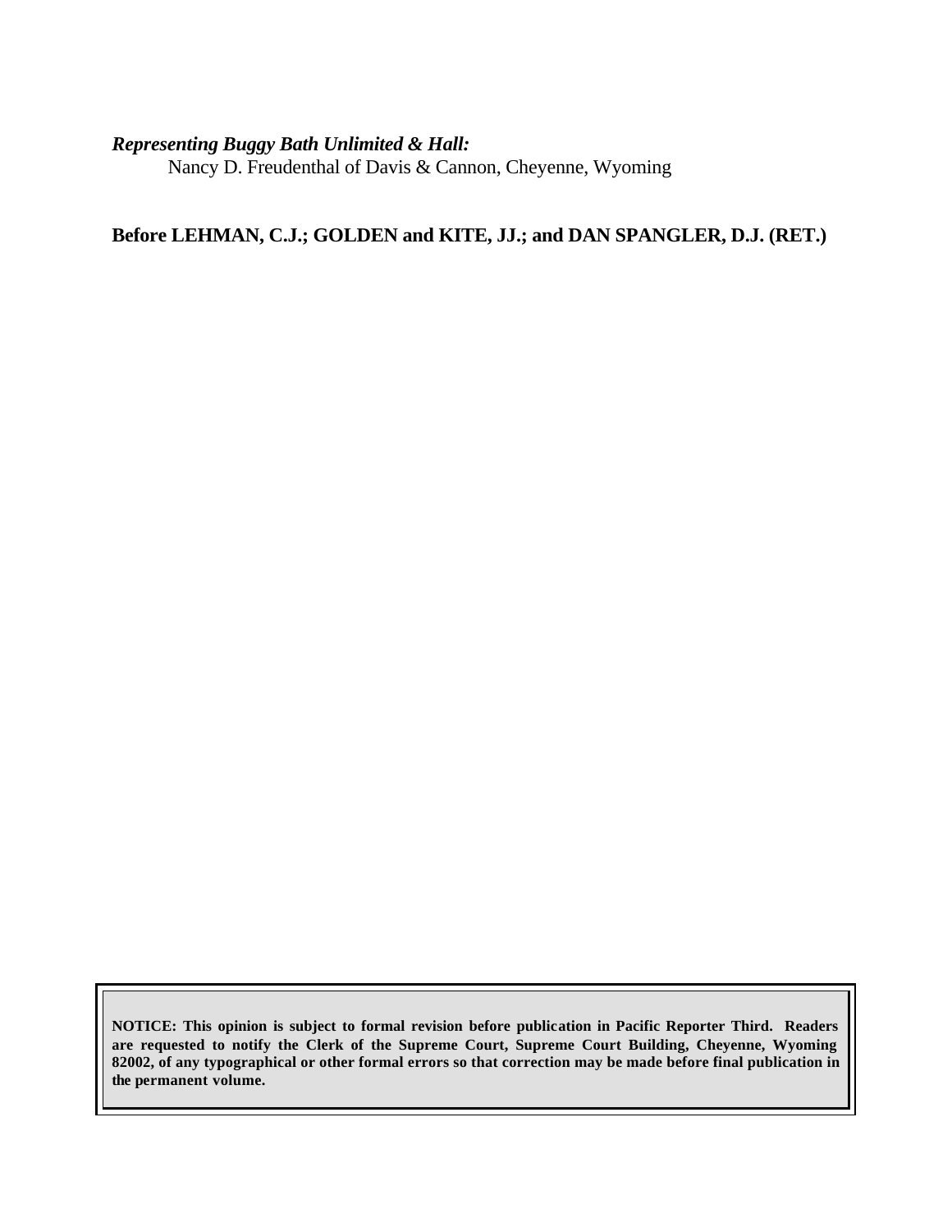***Representing Buggy Bath Unlimited & Hall:***

Nancy D. Freudenthal of Davis & Cannon, Cheyenne, Wyoming

**Before LEHMAN, C.J.; GOLDEN and KITE, JJ.; and DAN SPANGLER, D.J. (RET.)**

**NOTICE: This opinion is subject to formal revision before publication in Pacific Reporter Third. Readers are requested to notify the Clerk of the Supreme Court, Supreme Court Building, Cheyenne, Wyoming 82002, of any typographical or other formal errors so that correction may be made before final publication in the permanent volume.**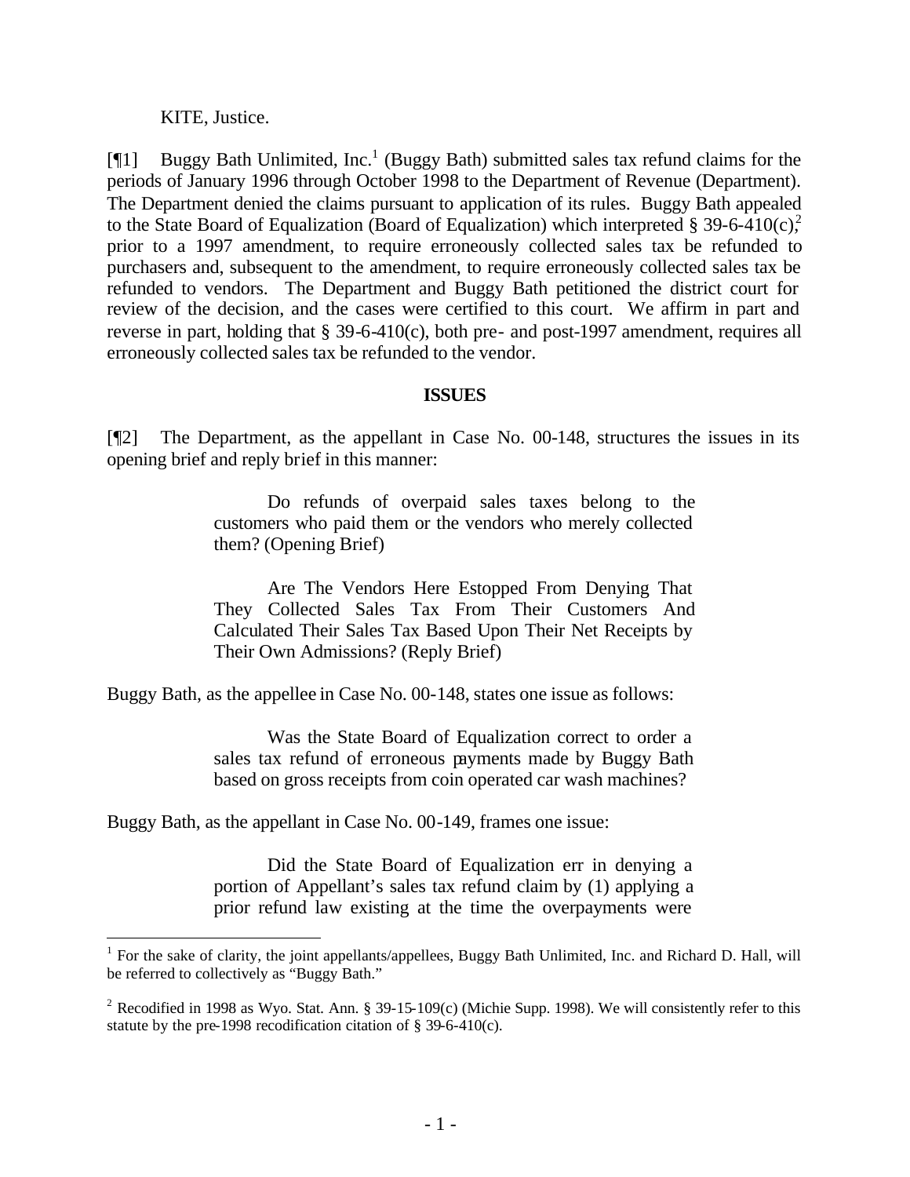KITE, Justice.

[¶1] Buggy Bath Unlimited, Inc.[1] (Buggy Bath) submitted sales tax refund claims for the periods of January 1996 through October 1998 to the Department of Revenue (Department). The Department denied the claims pursuant to application of its rules. Buggy Bath appealed to the State Board of Equalization (Board of Equalization) which interpreted § 39-6-410(c),[2] prior to a 1997 amendment, to require erroneously collected sales tax be refunded to purchasers and, subsequent to the amendment, to require erroneously collected sales tax be refunded to vendors. The Department and Buggy Bath petitioned the district court for review of the decision, and the cases were certified to this court. We affirm in part and reverse in part, holding that § 39-6-410(c), both pre- and post-1997 amendment, requires all erroneously collected sales tax be refunded to the vendor.

**ISSUES**

[¶2] The Department, as the appellant in Case No. 00-148, structures the issues in its opening brief and reply brief in this manner:

> Do refunds of overpaid sales taxes belong to the customers who paid them or the vendors who merely collected them? (Opening Brief)
>
> Are The Vendors Here Estopped From Denying That They Collected Sales Tax From Their Customers And Calculated Their Sales Tax Based Upon Their Net Receipts by Their Own Admissions? (Reply Brief)

Buggy Bath, as the appellee in Case No. 00-148, states one issue as follows:

> Was the State Board of Equalization correct to order a sales tax refund of erroneous payments made by Buggy Bath based on gross receipts from coin operated car wash machines?

Buggy Bath, as the appellant in Case No. 00-149, frames one issue:

> Did the State Board of Equalization err in denying a portion of Appellant's sales tax refund claim by (1) applying a prior refund law existing at the time the overpayments were

---

[1] For the sake of clarity, the joint appellants/appellees, Buggy Bath Unlimited, Inc. and Richard D. Hall, will be referred to collectively as "Buggy Bath."

[2] Recodified in 1998 as Wyo. Stat. Ann. § 39-15-109(c) (Michie Supp. 1998). We will consistently refer to this statute by the pre-1998 recodification citation of § 39-6-410(c).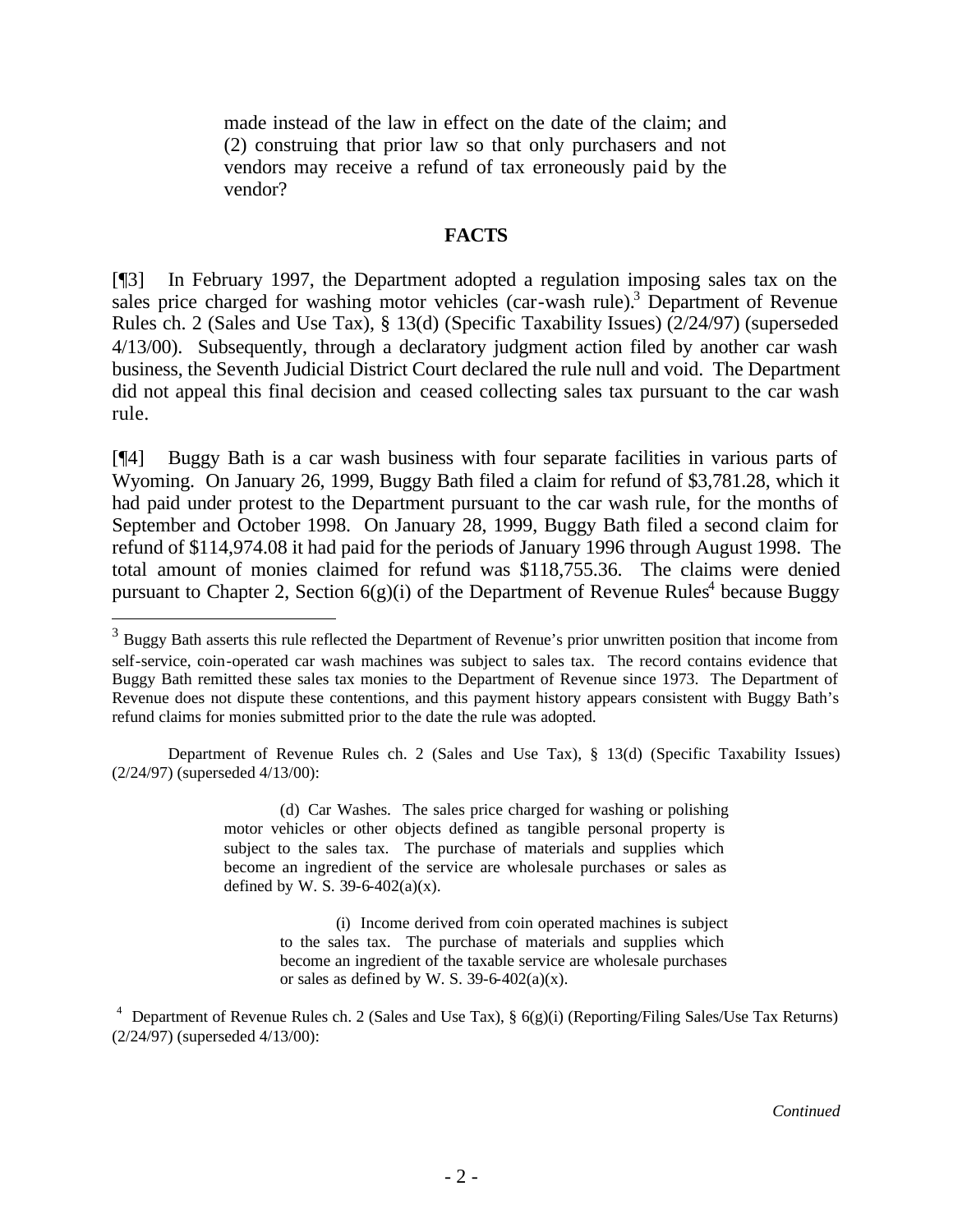made instead of the law in effect on the date of the claim; and (2) construing that prior law so that only purchasers and not vendors may receive a refund of tax erroneously paid by the vendor?

## FACTS

[¶3] In February 1997, the Department adopted a regulation imposing sales tax on the sales price charged for washing motor vehicles (car-wash rule).[3] Department of Revenue Rules ch. 2 (Sales and Use Tax), § 13(d) (Specific Taxability Issues) (2/24/97) (superseded 4/13/00). Subsequently, through a declaratory judgment action filed by another car wash business, the Seventh Judicial District Court declared the rule null and void. The Department did not appeal this final decision and ceased collecting sales tax pursuant to the car wash rule.

[¶4] Buggy Bath is a car wash business with four separate facilities in various parts of Wyoming. On January 26, 1999, Buggy Bath filed a claim for refund of $3,781.28, which it had paid under protest to the Department pursuant to the car wash rule, for the months of September and October 1998. On January 28, 1999, Buggy Bath filed a second claim for refund of $114,974.08 it had paid for the periods of January 1996 through August 1998. The total amount of monies claimed for refund was $118,755.36. The claims were denied pursuant to Chapter 2, Section 6(g)(i) of the Department of Revenue Rules[4] because Buggy

---

[3] Buggy Bath asserts this rule reflected the Department of Revenue's prior unwritten position that income from self-service, coin-operated car wash machines was subject to sales tax. The record contains evidence that Buggy Bath remitted these sales tax monies to the Department of Revenue since 1973. The Department of Revenue does not dispute these contentions, and this payment history appears consistent with Buggy Bath's refund claims for monies submitted prior to the date the rule was adopted.

Department of Revenue Rules ch. 2 (Sales and Use Tax), § 13(d) (Specific Taxability Issues) (2/24/97) (superseded 4/13/00):

> (d) Car Washes. The sales price charged for washing or polishing motor vehicles or other objects defined as tangible personal property is subject to the sales tax. The purchase of materials and supplies which become an ingredient of the service are wholesale purchases or sales as defined by W. S. 39-6-402(a)(x).
>
> > (i) Income derived from coin operated machines is subject to the sales tax. The purchase of materials and supplies which become an ingredient of the taxable service are wholesale purchases or sales as defined by W. S. 39-6-402(a)(x).

[4] Department of Revenue Rules ch. 2 (Sales and Use Tax), § 6(g)(i) (Reporting/Filing Sales/Use Tax Returns) (2/24/97) (superseded 4/13/00):

*Continued*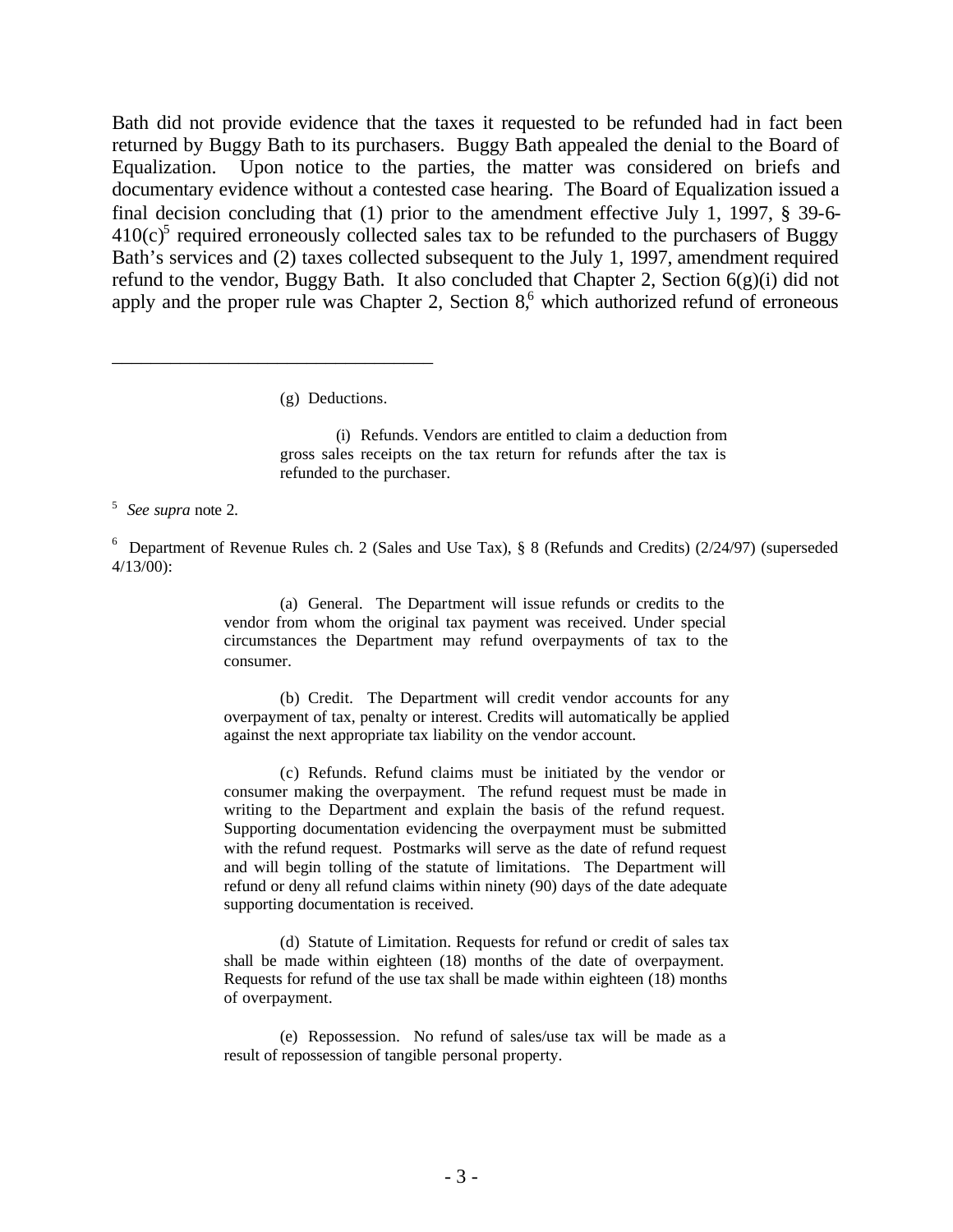Bath did not provide evidence that the taxes it requested to be refunded had in fact been returned by Buggy Bath to its purchasers. Buggy Bath appealed the denial to the Board of Equalization. Upon notice to the parties, the matter was considered on briefs and documentary evidence without a contested case hearing. The Board of Equalization issued a final decision concluding that (1) prior to the amendment effective July 1, 1997, § 39-6-410(c)[5] required erroneously collected sales tax to be refunded to the purchasers of Buggy Bath's services and (2) taxes collected subsequent to the July 1, 1997, amendment required refund to the vendor, Buggy Bath. It also concluded that Chapter 2, Section 6(g)(i) did not apply and the proper rule was Chapter 2, Section 8,[6] which authorized refund of erroneous

---

> (g) Deductions.
>
> (i) Refunds. Vendors are entitled to claim a deduction from gross sales receipts on the tax return for refunds after the tax is refunded to the purchaser.

[5] *See supra* note 2.

[6] Department of Revenue Rules ch. 2 (Sales and Use Tax), § 8 (Refunds and Credits) (2/24/97) (superseded 4/13/00):

> (a) General. The Department will issue refunds or credits to the vendor from whom the original tax payment was received. Under special circumstances the Department may refund overpayments of tax to the consumer.
>
> (b) Credit. The Department will credit vendor accounts for any overpayment of tax, penalty or interest. Credits will automatically be applied against the next appropriate tax liability on the vendor account.
>
> (c) Refunds. Refund claims must be initiated by the vendor or consumer making the overpayment. The refund request must be made in writing to the Department and explain the basis of the refund request. Supporting documentation evidencing the overpayment must be submitted with the refund request. Postmarks will serve as the date of refund request and will begin tolling of the statute of limitations. The Department will refund or deny all refund claims within ninety (90) days of the date adequate supporting documentation is received.
>
> (d) Statute of Limitation. Requests for refund or credit of sales tax shall be made within eighteen (18) months of the date of overpayment. Requests for refund of the use tax shall be made within eighteen (18) months of overpayment.
>
> (e) Repossession. No refund of sales/use tax will be made as a result of repossession of tangible personal property.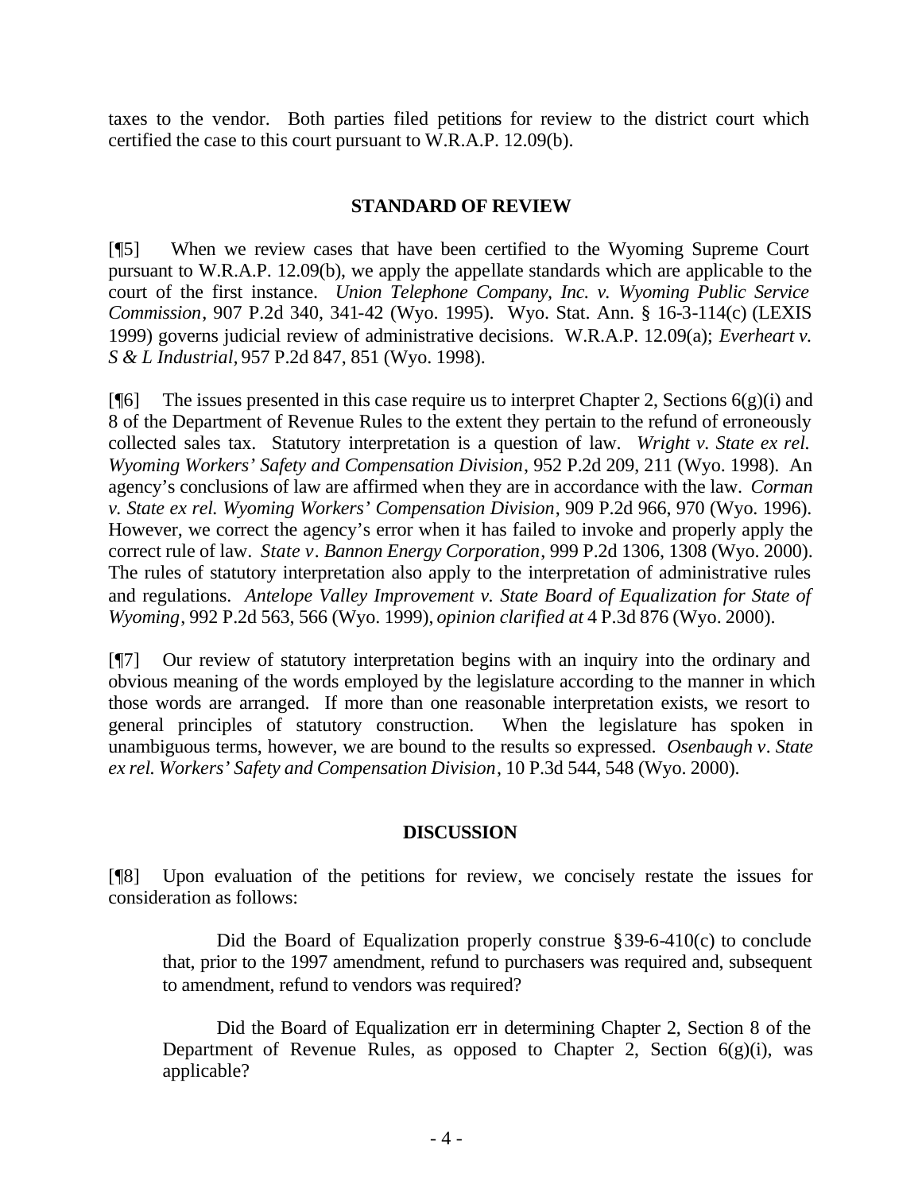taxes to the vendor. Both parties filed petitions for review to the district court which certified the case to this court pursuant to W.R.A.P. 12.09(b).

## STANDARD OF REVIEW

[¶5] When we review cases that have been certified to the Wyoming Supreme Court pursuant to W.R.A.P. 12.09(b), we apply the appellate standards which are applicable to the court of the first instance. *Union Telephone Company, Inc. v. Wyoming Public Service Commission*, 907 P.2d 340, 341-42 (Wyo. 1995). Wyo. Stat. Ann. § 16-3-114(c) (LEXIS 1999) governs judicial review of administrative decisions. W.R.A.P. 12.09(a); *Everheart v. S & L Industrial,* 957 P.2d 847, 851 (Wyo. 1998).

[¶6] The issues presented in this case require us to interpret Chapter 2, Sections 6(g)(i) and 8 of the Department of Revenue Rules to the extent they pertain to the refund of erroneously collected sales tax. Statutory interpretation is a question of law. *Wright v. State ex rel. Wyoming Workers' Safety and Compensation Division*, 952 P.2d 209, 211 (Wyo. 1998). An agency's conclusions of law are affirmed when they are in accordance with the law. *Corman v. State ex rel. Wyoming Workers' Compensation Division*, 909 P.2d 966, 970 (Wyo. 1996). However, we correct the agency's error when it has failed to invoke and properly apply the correct rule of law. *State v. Bannon Energy Corporation*, 999 P.2d 1306, 1308 (Wyo. 2000). The rules of statutory interpretation also apply to the interpretation of administrative rules and regulations. *Antelope Valley Improvement v. State Board of Equalization for State of Wyoming*, 992 P.2d 563, 566 (Wyo. 1999), *opinion clarified at* 4 P.3d 876 (Wyo. 2000).

[¶7] Our review of statutory interpretation begins with an inquiry into the ordinary and obvious meaning of the words employed by the legislature according to the manner in which those words are arranged. If more than one reasonable interpretation exists, we resort to general principles of statutory construction. When the legislature has spoken in unambiguous terms, however, we are bound to the results so expressed. *Osenbaugh v. State ex rel. Workers' Safety and Compensation Division*, 10 P.3d 544, 548 (Wyo. 2000).

## DISCUSSION

[¶8] Upon evaluation of the petitions for review, we concisely restate the issues for consideration as follows:

> Did the Board of Equalization properly construe §39-6-410(c) to conclude that, prior to the 1997 amendment, refund to purchasers was required and, subsequent to amendment, refund to vendors was required?
>
> Did the Board of Equalization err in determining Chapter 2, Section 8 of the Department of Revenue Rules, as opposed to Chapter 2, Section 6(g)(i), was applicable?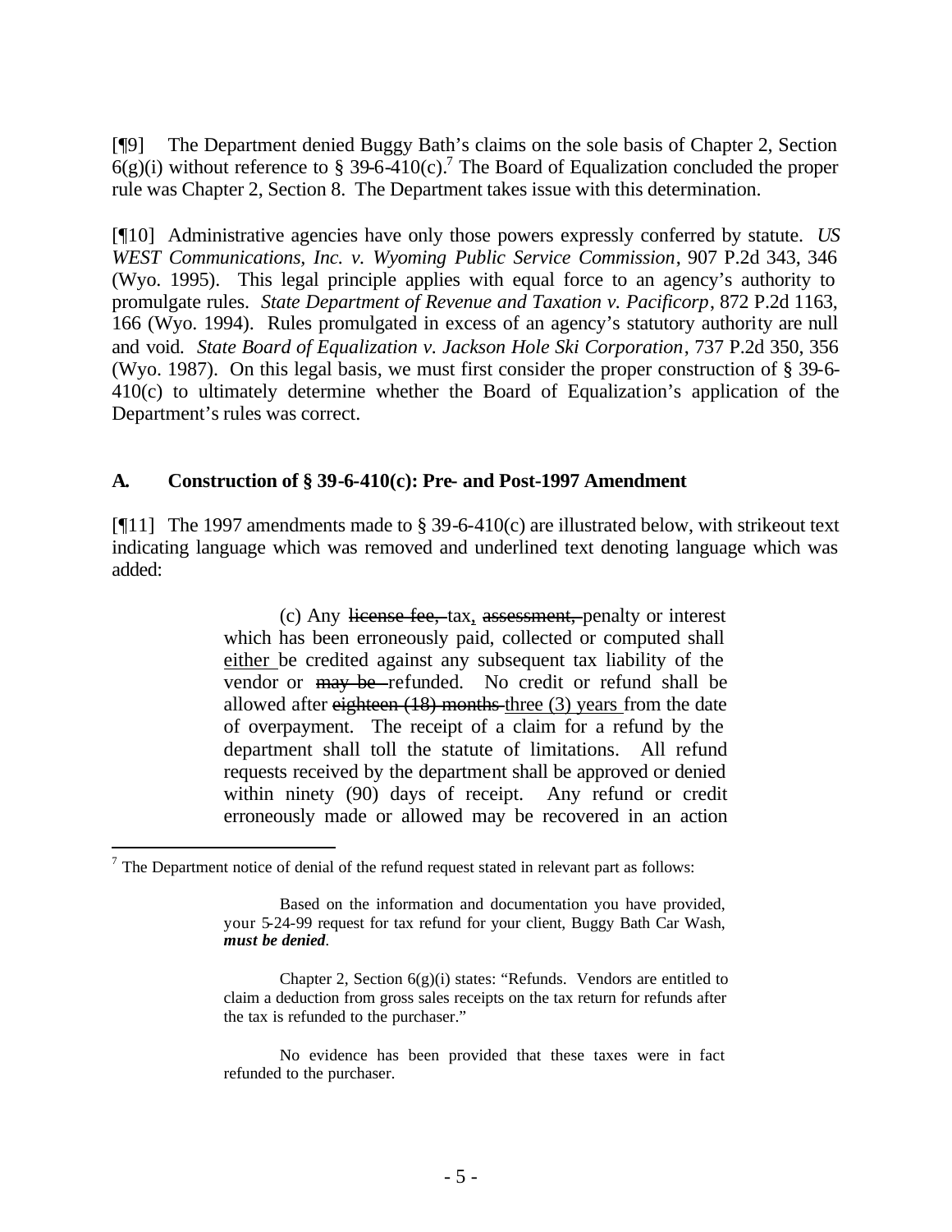[¶9] The Department denied Buggy Bath's claims on the sole basis of Chapter 2, Section 6(g)(i) without reference to § 39-6-410(c).[7] The Board of Equalization concluded the proper rule was Chapter 2, Section 8. The Department takes issue with this determination.

[¶10] Administrative agencies have only those powers expressly conferred by statute. *US WEST Communications, Inc. v. Wyoming Public Service Commission*, 907 P.2d 343, 346 (Wyo. 1995). This legal principle applies with equal force to an agency's authority to promulgate rules. *State Department of Revenue and Taxation v. Pacificorp*, 872 P.2d 1163, 166 (Wyo. 1994). Rules promulgated in excess of an agency's statutory authority are null and void. *State Board of Equalization v. Jackson Hole Ski Corporation*, 737 P.2d 350, 356 (Wyo. 1987). On this legal basis, we must first consider the proper construction of § 39-6-410(c) to ultimately determine whether the Board of Equalization's application of the Department's rules was correct.

### A. Construction of § 39-6-410(c): Pre- and Post-1997 Amendment

[¶11] The 1997 amendments made to § 39-6-410(c) are illustrated below, with strikeout text indicating language which was removed and underlined text denoting language which was added:

> (c) Any ~~license fee,~~ tax<u>,</u> ~~assessment,~~ penalty or interest which has been erroneously paid, collected or computed shall <u>either</u> be credited against any subsequent tax liability of the vendor or ~~may be~~ refunded. No credit or refund shall be allowed after ~~eighteen (18) months~~ <u>three (3) years</u> from the date of overpayment. The receipt of a claim for a refund by the department shall toll the statute of limitations. All refund requests received by the department shall be approved or denied within ninety (90) days of receipt. Any refund or credit erroneously made or allowed may be recovered in an action

---

[7] The Department notice of denial of the refund request stated in relevant part as follows:

> Based on the information and documentation you have provided, your 5-24-99 request for tax refund for your client, Buggy Bath Car Wash, ***must be denied***.
>
> Chapter 2, Section 6(g)(i) states: "Refunds. Vendors are entitled to claim a deduction from gross sales receipts on the tax return for refunds after the tax is refunded to the purchaser."
>
> No evidence has been provided that these taxes were in fact refunded to the purchaser.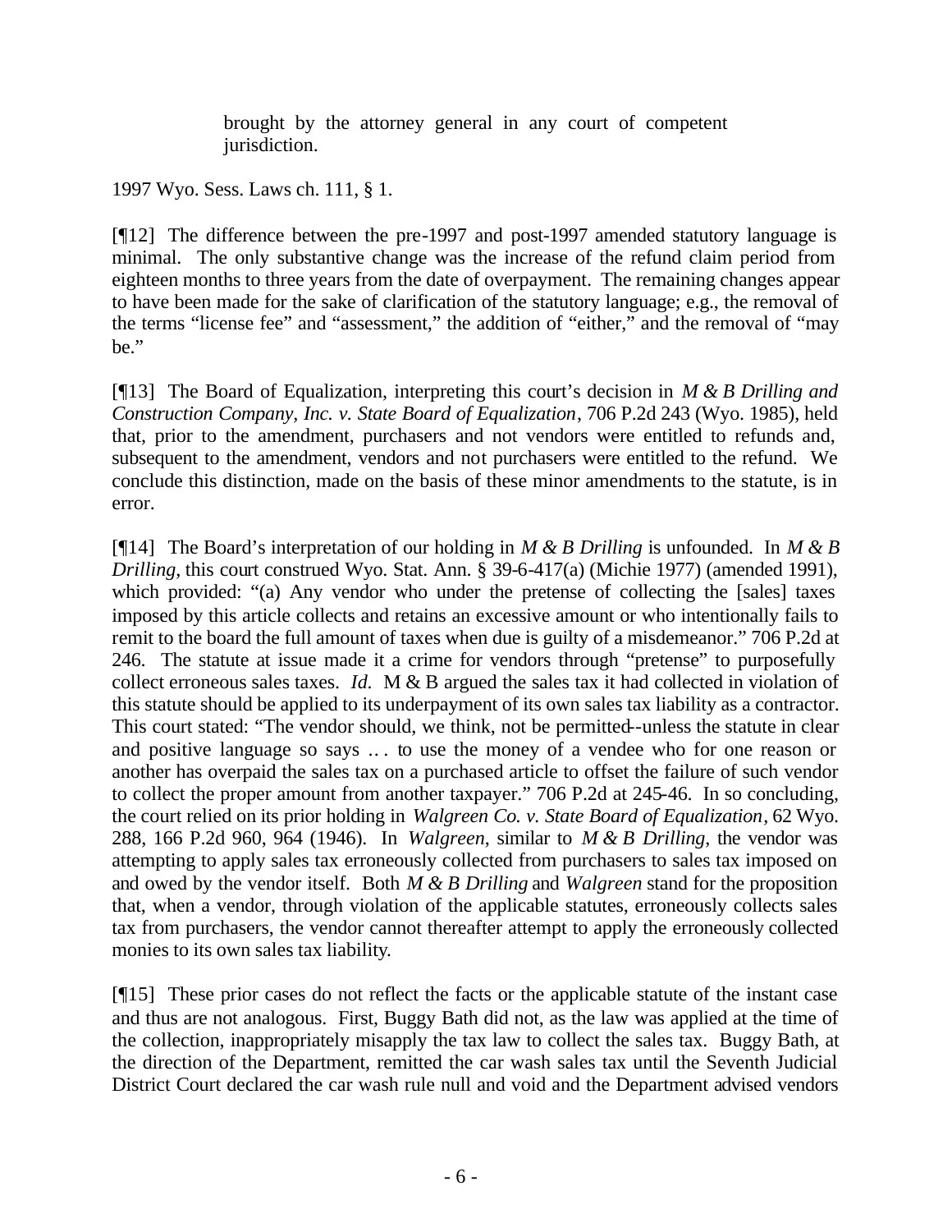> brought by the attorney general in any court of competent jurisdiction.

1997 Wyo. Sess. Laws ch. 111, § 1.

[¶12] The difference between the pre-1997 and post-1997 amended statutory language is minimal. The only substantive change was the increase of the refund claim period from eighteen months to three years from the date of overpayment. The remaining changes appear to have been made for the sake of clarification of the statutory language; e.g., the removal of the terms "license fee" and "assessment," the addition of "either," and the removal of "may be."

[¶13] The Board of Equalization, interpreting this court's decision in *M & B Drilling and Construction Company, Inc. v. State Board of Equalization*, 706 P.2d 243 (Wyo. 1985), held that, prior to the amendment, purchasers and not vendors were entitled to refunds and, subsequent to the amendment, vendors and not purchasers were entitled to the refund. We conclude this distinction, made on the basis of these minor amendments to the statute, is in error.

[¶14] The Board's interpretation of our holding in *M & B Drilling* is unfounded. In *M & B Drilling*, this court construed Wyo. Stat. Ann. § 39-6-417(a) (Michie 1977) (amended 1991), which provided: "(a) Any vendor who under the pretense of collecting the [sales] taxes imposed by this article collects and retains an excessive amount or who intentionally fails to remit to the board the full amount of taxes when due is guilty of a misdemeanor." 706 P.2d at 246. The statute at issue made it a crime for vendors through "pretense" to purposefully collect erroneous sales taxes. *Id.* M & B argued the sales tax it had collected in violation of this statute should be applied to its underpayment of its own sales tax liability as a contractor. This court stated: "The vendor should, we think, not be permitted--unless the statute in clear and positive language so says ... to use the money of a vendee who for one reason or another has overpaid the sales tax on a purchased article to offset the failure of such vendor to collect the proper amount from another taxpayer." 706 P.2d at 245-46. In so concluding, the court relied on its prior holding in *Walgreen Co. v. State Board of Equalization*, 62 Wyo. 288, 166 P.2d 960, 964 (1946). In *Walgreen*, similar to *M & B Drilling*, the vendor was attempting to apply sales tax erroneously collected from purchasers to sales tax imposed on and owed by the vendor itself. Both *M & B Drilling* and *Walgreen* stand for the proposition that, when a vendor, through violation of the applicable statutes, erroneously collects sales tax from purchasers, the vendor cannot thereafter attempt to apply the erroneously collected monies to its own sales tax liability.

[¶15] These prior cases do not reflect the facts or the applicable statute of the instant case and thus are not analogous. First, Buggy Bath did not, as the law was applied at the time of the collection, inappropriately misapply the tax law to collect the sales tax. Buggy Bath, at the direction of the Department, remitted the car wash sales tax until the Seventh Judicial District Court declared the car wash rule null and void and the Department advised vendors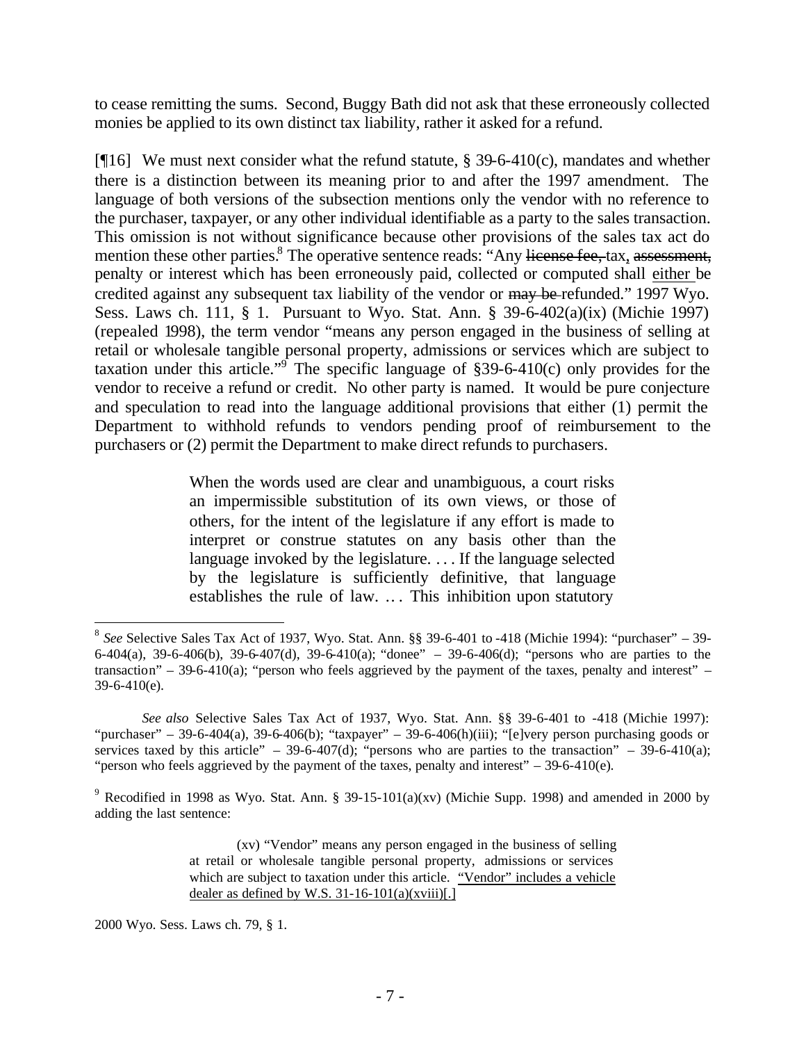to cease remitting the sums. Second, Buggy Bath did not ask that these erroneously collected monies be applied to its own distinct tax liability, rather it asked for a refund.

[¶16] We must next consider what the refund statute, § 39-6-410(c), mandates and whether there is a distinction between its meaning prior to and after the 1997 amendment. The language of both versions of the subsection mentions only the vendor with no reference to the purchaser, taxpayer, or any other individual identifiable as a party to the sales transaction. This omission is not without significance because other provisions of the sales tax act do mention these other parties.[8] The operative sentence reads: "Any ~~license fee,~~ tax, ~~assessment,~~ penalty or interest which has been erroneously paid, collected or computed shall either be credited against any subsequent tax liability of the vendor or ~~may be~~ refunded." 1997 Wyo. Sess. Laws ch. 111, § 1. Pursuant to Wyo. Stat. Ann. § 39-6-402(a)(ix) (Michie 1997) (repealed 1998), the term vendor "means any person engaged in the business of selling at retail or wholesale tangible personal property, admissions or services which are subject to taxation under this article."[9] The specific language of §39-6-410(c) only provides for the vendor to receive a refund or credit. No other party is named. It would be pure conjecture and speculation to read into the language additional provisions that either (1) permit the Department to withhold refunds to vendors pending proof of reimbursement to the purchasers or (2) permit the Department to make direct refunds to purchasers.

> When the words used are clear and unambiguous, a court risks an impermissible substitution of its own views, or those of others, for the intent of the legislature if any effort is made to interpret or construe statutes on any basis other than the language invoked by the legislature. . . . If the language selected by the legislature is sufficiently definitive, that language establishes the rule of law. . . . This inhibition upon statutory

---

[8] *See* Selective Sales Tax Act of 1937, Wyo. Stat. Ann. §§ 39-6-401 to -418 (Michie 1994): "purchaser" – 39-6-404(a), 39-6-406(b), 39-6-407(d), 39-6-410(a); "donee" – 39-6-406(d); "persons who are parties to the transaction" – 39-6-410(a); "person who feels aggrieved by the payment of the taxes, penalty and interest" – 39-6-410(e).

*See also* Selective Sales Tax Act of 1937, Wyo. Stat. Ann. §§ 39-6-401 to -418 (Michie 1997): "purchaser" – 39-6-404(a), 39-6-406(b); "taxpayer" – 39-6-406(h)(iii); "[e]very person purchasing goods or services taxed by this article" – 39-6-407(d); "persons who are parties to the transaction" – 39-6-410(a); "person who feels aggrieved by the payment of the taxes, penalty and interest" – 39-6-410(e).

[9] Recodified in 1998 as Wyo. Stat. Ann. § 39-15-101(a)(xv) (Michie Supp. 1998) and amended in 2000 by adding the last sentence:

> (xv) "Vendor" means any person engaged in the business of selling at retail or wholesale tangible personal property, admissions or services which are subject to taxation under this article. <u>"Vendor" includes a vehicle dealer as defined by W.S. 31-16-101(a)(xviii)[.]</u>

2000 Wyo. Sess. Laws ch. 79, § 1.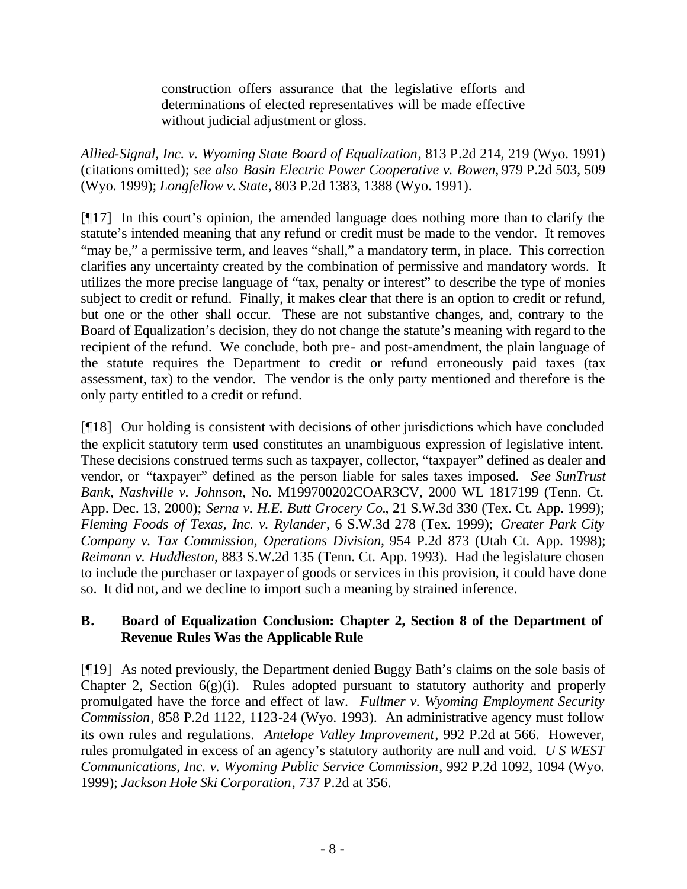> construction offers assurance that the legislative efforts and determinations of elected representatives will be made effective without judicial adjustment or gloss.

*Allied-Signal, Inc. v. Wyoming State Board of Equalization*, 813 P.2d 214, 219 (Wyo. 1991) (citations omitted); *see also Basin Electric Power Cooperative v. Bowen,* 979 P.2d 503, 509 (Wyo. 1999); *Longfellow v. State*, 803 P.2d 1383, 1388 (Wyo. 1991).

[¶17] In this court's opinion, the amended language does nothing more than to clarify the statute's intended meaning that any refund or credit must be made to the vendor. It removes "may be," a permissive term, and leaves "shall," a mandatory term, in place. This correction clarifies any uncertainty created by the combination of permissive and mandatory words. It utilizes the more precise language of "tax, penalty or interest" to describe the type of monies subject to credit or refund. Finally, it makes clear that there is an option to credit or refund, but one or the other shall occur. These are not substantive changes, and, contrary to the Board of Equalization's decision, they do not change the statute's meaning with regard to the recipient of the refund. We conclude, both pre- and post-amendment, the plain language of the statute requires the Department to credit or refund erroneously paid taxes (tax assessment, tax) to the vendor. The vendor is the only party mentioned and therefore is the only party entitled to a credit or refund.

[¶18] Our holding is consistent with decisions of other jurisdictions which have concluded the explicit statutory term used constitutes an unambiguous expression of legislative intent. These decisions construed terms such as taxpayer, collector, "taxpayer" defined as dealer and vendor, or "taxpayer" defined as the person liable for sales taxes imposed. *See SunTrust Bank, Nashville v. Johnson*, No. M199700202COAR3CV, 2000 WL 1817199 (Tenn. Ct. App. Dec. 13, 2000); *Serna v. H.E. Butt Grocery Co.*, 21 S.W.3d 330 (Tex. Ct. App. 1999); *Fleming Foods of Texas, Inc. v. Rylander*, 6 S.W.3d 278 (Tex. 1999); *Greater Park City Company v. Tax Commission, Operations Division*, 954 P.2d 873 (Utah Ct. App. 1998); *Reimann v. Huddleston*, 883 S.W.2d 135 (Tenn. Ct. App. 1993). Had the legislature chosen to include the purchaser or taxpayer of goods or services in this provision, it could have done so. It did not, and we decline to import such a meaning by strained inference.

### B. Board of Equalization Conclusion: Chapter 2, Section 8 of the Department of Revenue Rules Was the Applicable Rule

[¶19] As noted previously, the Department denied Buggy Bath's claims on the sole basis of Chapter 2, Section 6(g)(i). Rules adopted pursuant to statutory authority and properly promulgated have the force and effect of law. *Fullmer v. Wyoming Employment Security Commission*, 858 P.2d 1122, 1123-24 (Wyo. 1993). An administrative agency must follow its own rules and regulations. *Antelope Valley Improvement*, 992 P.2d at 566. However, rules promulgated in excess of an agency's statutory authority are null and void. *U S WEST Communications, Inc. v. Wyoming Public Service Commission*, 992 P.2d 1092, 1094 (Wyo. 1999); *Jackson Hole Ski Corporation*, 737 P.2d at 356.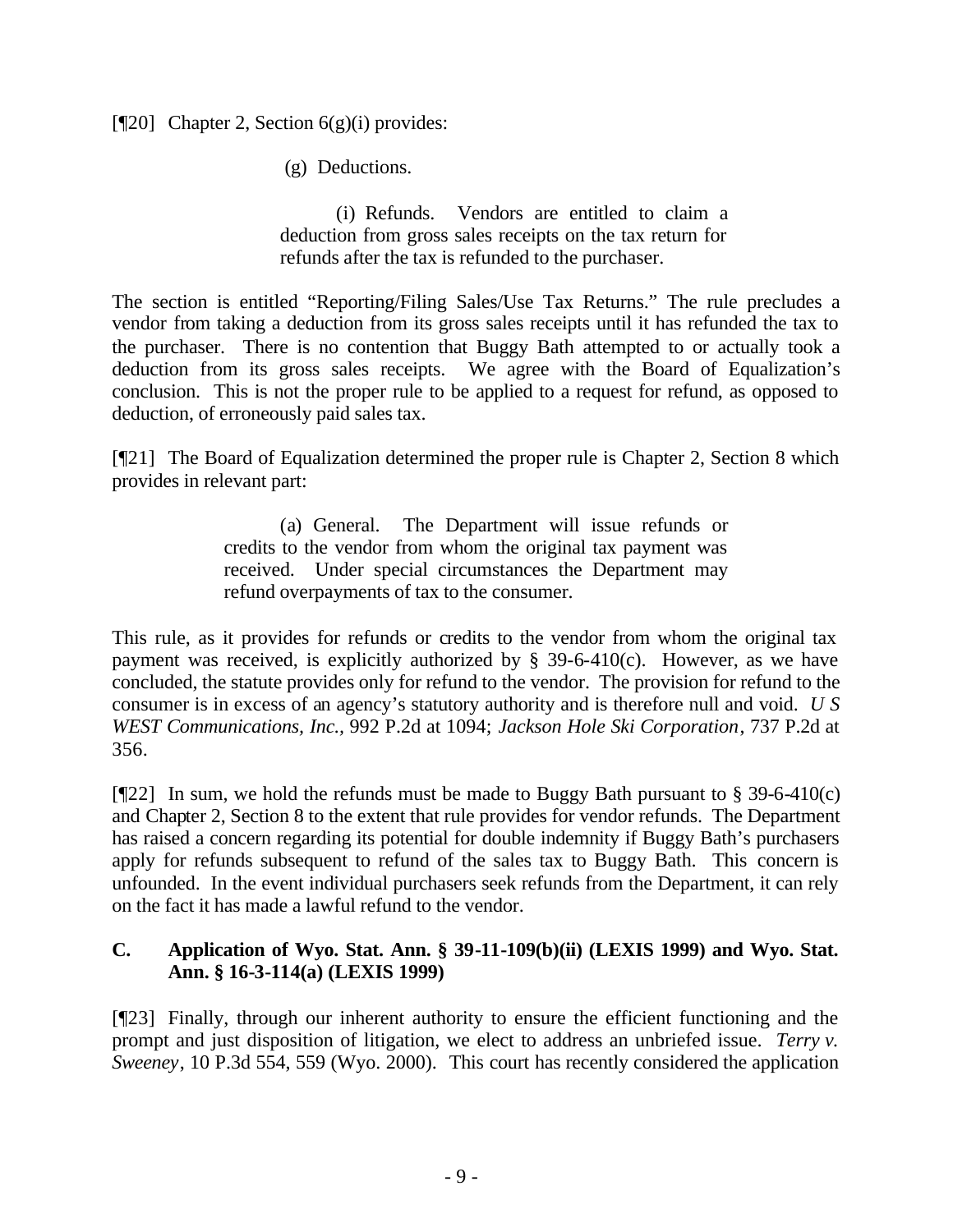[¶20] Chapter 2, Section 6(g)(i) provides:

> (g) Deductions.
>
> (i) Refunds. Vendors are entitled to claim a deduction from gross sales receipts on the tax return for refunds after the tax is refunded to the purchaser.

The section is entitled "Reporting/Filing Sales/Use Tax Returns." The rule precludes a vendor from taking a deduction from its gross sales receipts until it has refunded the tax to the purchaser. There is no contention that Buggy Bath attempted to or actually took a deduction from its gross sales receipts. We agree with the Board of Equalization's conclusion. This is not the proper rule to be applied to a request for refund, as opposed to deduction, of erroneously paid sales tax.

[¶21] The Board of Equalization determined the proper rule is Chapter 2, Section 8 which provides in relevant part:

> (a) General. The Department will issue refunds or credits to the vendor from whom the original tax payment was received. Under special circumstances the Department may refund overpayments of tax to the consumer.

This rule, as it provides for refunds or credits to the vendor from whom the original tax payment was received, is explicitly authorized by § 39-6-410(c). However, as we have concluded, the statute provides only for refund to the vendor. The provision for refund to the consumer is in excess of an agency's statutory authority and is therefore null and void. *U S WEST Communications, Inc.*, 992 P.2d at 1094; *Jackson Hole Ski Corporation*, 737 P.2d at 356.

[¶22] In sum, we hold the refunds must be made to Buggy Bath pursuant to § 39-6-410(c) and Chapter 2, Section 8 to the extent that rule provides for vendor refunds. The Department has raised a concern regarding its potential for double indemnity if Buggy Bath's purchasers apply for refunds subsequent to refund of the sales tax to Buggy Bath. This concern is unfounded. In the event individual purchasers seek refunds from the Department, it can rely on the fact it has made a lawful refund to the vendor.

### C. Application of Wyo. Stat. Ann. § 39-11-109(b)(ii) (LEXIS 1999) and Wyo. Stat. Ann. § 16-3-114(a) (LEXIS 1999)

[¶23] Finally, through our inherent authority to ensure the efficient functioning and the prompt and just disposition of litigation, we elect to address an unbriefed issue. *Terry v. Sweeney*, 10 P.3d 554, 559 (Wyo. 2000). This court has recently considered the application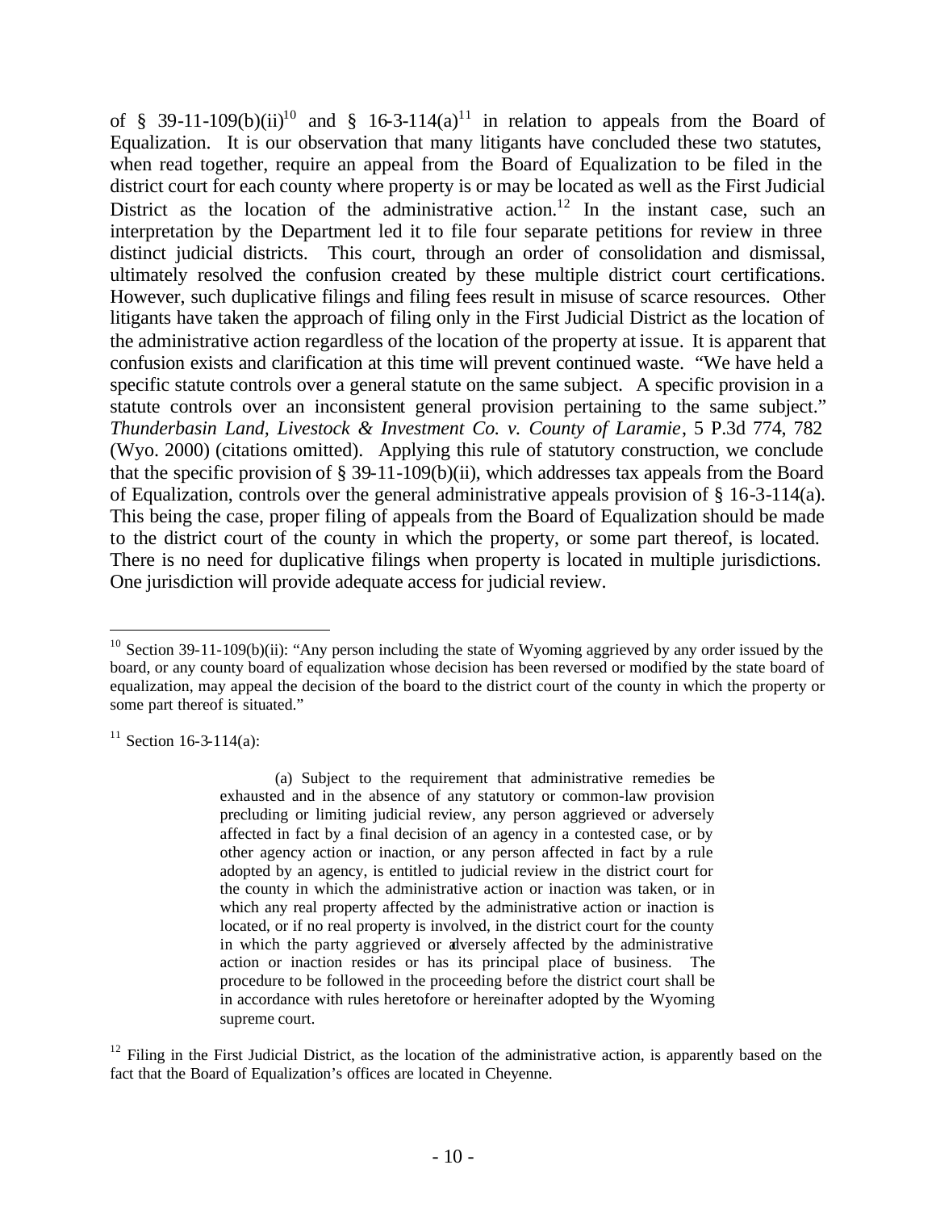of § 39-11-109(b)(ii)[10] and § 16-3-114(a)[11] in relation to appeals from the Board of Equalization. It is our observation that many litigants have concluded these two statutes, when read together, require an appeal from the Board of Equalization to be filed in the district court for each county where property is or may be located as well as the First Judicial District as the location of the administrative action.[12] In the instant case, such an interpretation by the Department led it to file four separate petitions for review in three distinct judicial districts. This court, through an order of consolidation and dismissal, ultimately resolved the confusion created by these multiple district court certifications. However, such duplicative filings and filing fees result in misuse of scarce resources. Other litigants have taken the approach of filing only in the First Judicial District as the location of the administrative action regardless of the location of the property at issue. It is apparent that confusion exists and clarification at this time will prevent continued waste. "We have held a specific statute controls over a general statute on the same subject. A specific provision in a statute controls over an inconsistent general provision pertaining to the same subject." *Thunderbasin Land, Livestock & Investment Co. v. County of Laramie*, 5 P.3d 774, 782 (Wyo. 2000) (citations omitted). Applying this rule of statutory construction, we conclude that the specific provision of § 39-11-109(b)(ii), which addresses tax appeals from the Board of Equalization, controls over the general administrative appeals provision of § 16-3-114(a). This being the case, proper filing of appeals from the Board of Equalization should be made to the district court of the county in which the property, or some part thereof, is located. There is no need for duplicative filings when property is located in multiple jurisdictions. One jurisdiction will provide adequate access for judicial review.

---

[10] Section 39-11-109(b)(ii): "Any person including the state of Wyoming aggrieved by any order issued by the board, or any county board of equalization whose decision has been reversed or modified by the state board of equalization, may appeal the decision of the board to the district court of the county in which the property or some part thereof is situated."

[11] Section 16-3-114(a):

> (a) Subject to the requirement that administrative remedies be exhausted and in the absence of any statutory or common-law provision precluding or limiting judicial review, any person aggrieved or adversely affected in fact by a final decision of an agency in a contested case, or by other agency action or inaction, or any person affected in fact by a rule adopted by an agency, is entitled to judicial review in the district court for the county in which the administrative action or inaction was taken, or in which any real property affected by the administrative action or inaction is located, or if no real property is involved, in the district court for the county in which the party aggrieved or adversely affected by the administrative action or inaction resides or has its principal place of business. The procedure to be followed in the proceeding before the district court shall be in accordance with rules heretofore or hereinafter adopted by the Wyoming supreme court.

[12] Filing in the First Judicial District, as the location of the administrative action, is apparently based on the fact that the Board of Equalization's offices are located in Cheyenne.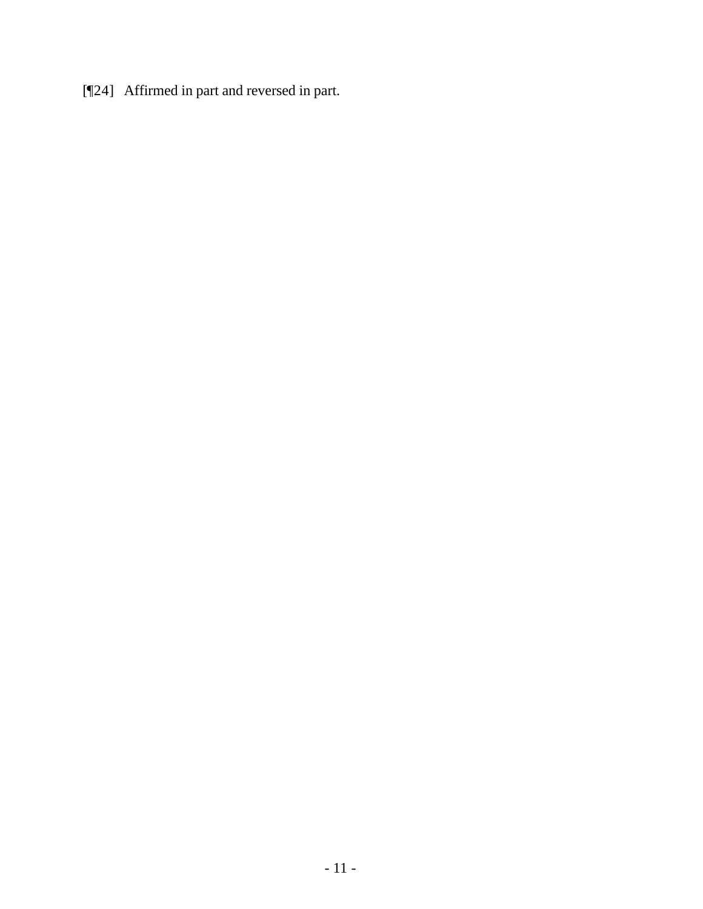[¶24] Affirmed in part and reversed in part.